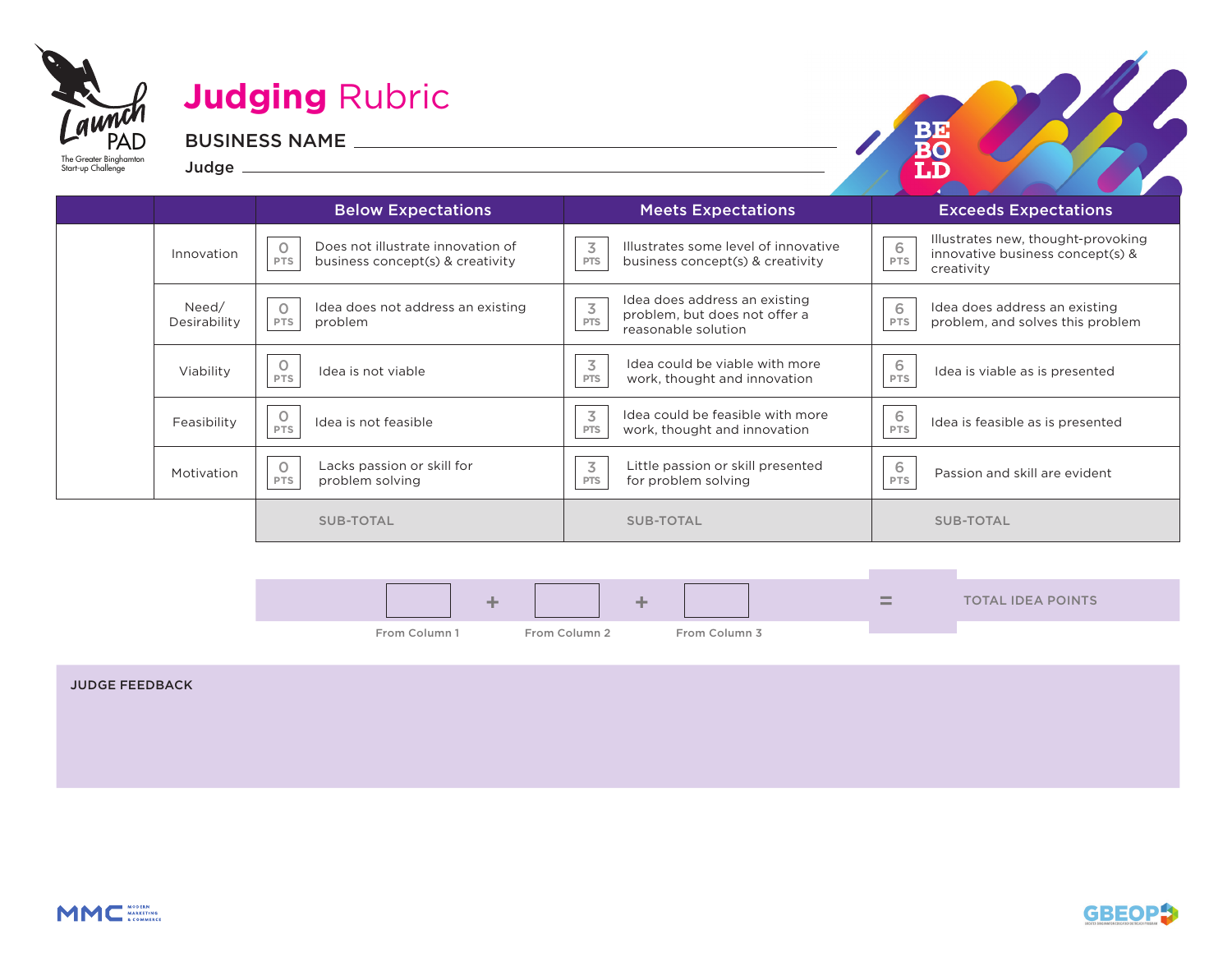# Judging Rubric

LaunchPAD — The Greater Binghamton Start-up Challenge

BUSINESS NAME ______________________________

Judge ______________________________

BE BOLD

| | Below Expectations | Meets Expectations | Exceeds Expectations |
|---|---|---|---|
| Innovation | 0 PTS — Does not illustrate innovation of business concept(s) & creativity | 3 PTS — Illustrates some level of innovative business concept(s) & creativity | 6 PTS — Illustrates new, thought-provoking innovative business concept(s) & creativity |
| Need/ Desirability | 0 PTS — Idea does not address an existing problem | 3 PTS — Idea does address an existing problem, but does not offer a reasonable solution | 6 PTS — Idea does address an existing problem, and solves this problem |
| Viability | 0 PTS — Idea is not viable | 3 PTS — Idea could be viable with more work, thought and innovation | 6 PTS — Idea is viable as is presented |
| Feasibility | 0 PTS — Idea is not feasible | 3 PTS — Idea could be feasible with more work, thought and innovation | 6 PTS — Idea is feasible as is presented |
| Motivation | 0 PTS — Lacks passion or skill for problem solving | 3 PTS — Little passion or skill presented for problem solving | 6 PTS — Passion and skill are evident |
| | SUB-TOTAL | SUB-TOTAL | SUB-TOTAL |

| From Column 1 | + | From Column 2 | + | From Column 3 | = | TOTAL IDEA POINTS |
|---|---|---|---|---|---|---|
| | | | | | | |

JUDGE FEEDBACK

MMC Modern Marketing & Commerce

GBEOP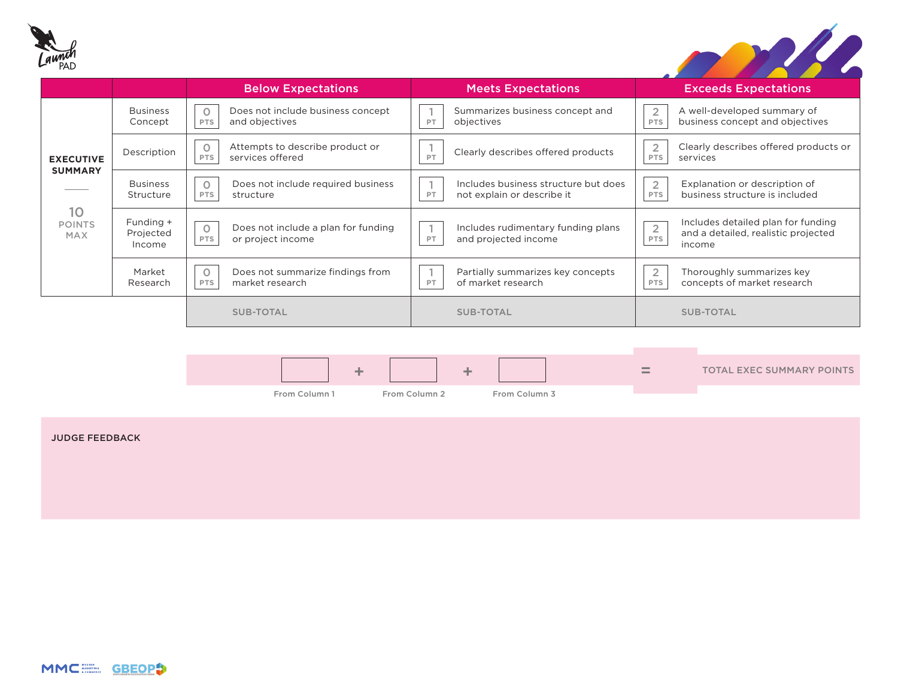| | | Below Expectations | Meets Expectations | Exceeds Expectations |
|---|---|---|---|---|
| EXECUTIVE SUMMARY — 10 POINTS MAX | Business Concept | 0 PTS — Does not include business concept and objectives | 1 PT — Summarizes business concept and objectives | 2 PTS — A well-developed summary of business concept and objectives |
| | Description | 0 PTS — Attempts to describe product or services offered | 1 PT — Clearly describes offered products | 2 PTS — Clearly describes offered products or services |
| | Business Structure | 0 PTS — Does not include required business structure | 1 PT — Includes business structure but does not explain or describe it | 2 PTS — Explanation or description of business structure is included |
| | Funding + Projected Income | 0 PTS — Does not include a plan for funding or project income | 1 PT — Includes rudimentary funding plans and projected income | 2 PTS — Includes detailed plan for funding and a detailed, realistic projected income |
| | Market Research | 0 PTS — Does not summarize findings from market research | 1 PT — Partially summarizes key concepts of market research | 2 PTS — Thoroughly summarizes key concepts of market research |
| | | SUB-TOTAL | SUB-TOTAL | SUB-TOTAL |

| From Column 1 | + | From Column 2 | + | From Column 3 | = | TOTAL EXEC SUMMARY POINTS |
|---|---|---|---|---|---|---|
| | | | | | | |

**JUDGE FEEDBACK**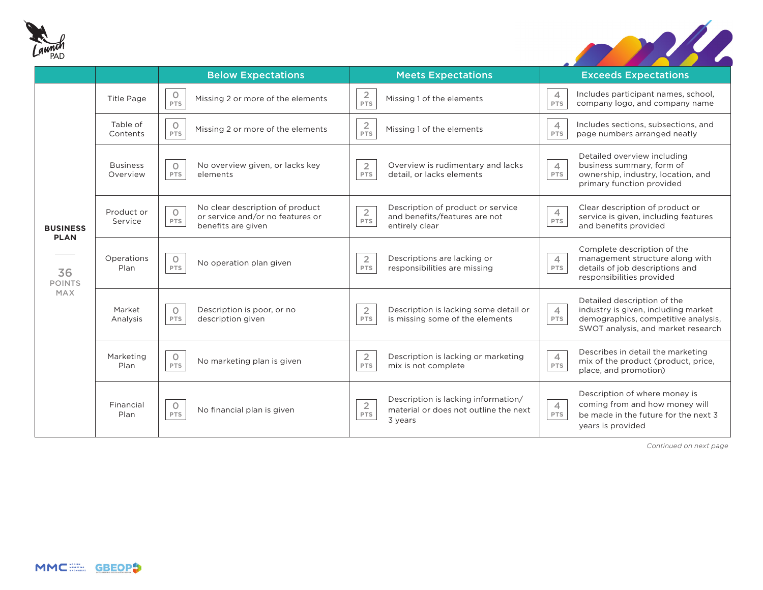| | | Below Expectations | Meets Expectations | Exceeds Expectations |
|---|---|---|---|---|
| **BUSINESS PLAN** 36 POINTS MAX | Title Page | 0 PTS Missing 2 or more of the elements | 2 PTS Missing 1 of the elements | 4 PTS Includes participant names, school, company logo, and company name |
| | Table of Contents | 0 PTS Missing 2 or more of the elements | 2 PTS Missing 1 of the elements | 4 PTS Includes sections, subsections, and page numbers arranged neatly |
| | Business Overview | 0 PTS No overview given, or lacks key elements | 2 PTS Overview is rudimentary and lacks detail, or lacks elements | 4 PTS Detailed overview including business summary, form of ownership, industry, location, and primary function provided |
| | Product or Service | 0 PTS No clear description of product or service and/or no features or benefits are given | 2 PTS Description of product or service and benefits/features are not entirely clear | 4 PTS Clear description of product or service is given, including features and benefits provided |
| | Operations Plan | 0 PTS No operation plan given | 2 PTS Descriptions are lacking or responsibilities are missing | 4 PTS Complete description of the management structure along with details of job descriptions and responsibilities provided |
| | Market Analysis | 0 PTS Description is poor, or no description given | 2 PTS Description is lacking some detail or is missing some of the elements | 4 PTS Detailed description of the industry is given, including market demographics, competitive analysis, SWOT analysis, and market research |
| | Marketing Plan | 0 PTS No marketing plan is given | 2 PTS Description is lacking or marketing mix is not complete | 4 PTS Describes in detail the marketing mix of the product (product, price, place, and promotion) |
| | Financial Plan | 0 PTS No financial plan is given | 2 PTS Description is lacking information/material or does not outline the next 3 years | 4 PTS Description of where money is coming from and how money will be made in the future for the next 3 years is provided |

*Continued on next page*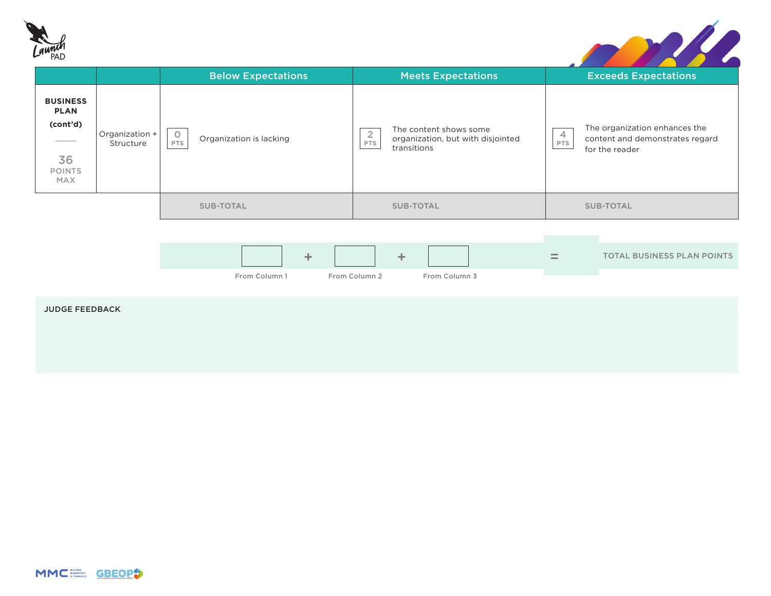| | | Below Expectations | Meets Expectations | Exceeds Expectations |
|---|---|---|---|---|
| **BUSINESS PLAN (cont'd)**<br>36 POINTS MAX | Organization + Structure | 0 PTS — Organization is lacking | 2 PTS — The content shows some organization, but with disjointed transitions | 4 PTS — The organization enhances the content and demonstrates regard for the reader |
| | | SUB-TOTAL | SUB-TOTAL | SUB-TOTAL |

| From Column 1 | + | From Column 2 | + | From Column 3 | = | TOTAL BUSINESS PLAN POINTS |
|---|---|---|---|---|---|---|
| | | | | | | |

**JUDGE FEEDBACK**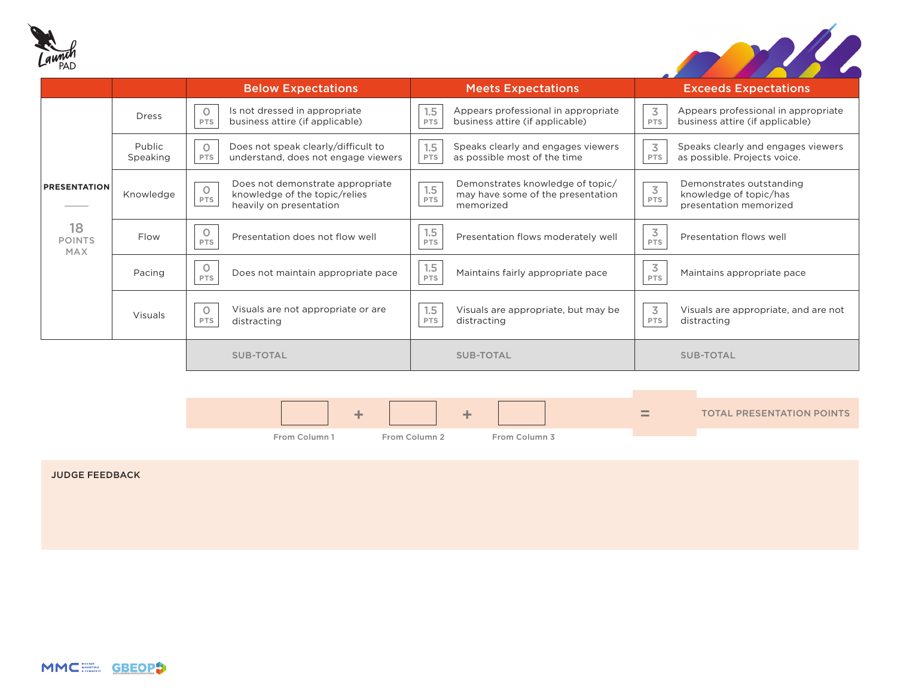| | | Below Expectations | Meets Expectations | Exceeds Expectations |
|---|---|---|---|---|
| **PRESENTATION**<br><br>18 POINTS MAX | Dress | 0 PTS — Is not dressed in appropriate business attire (if applicable) | 1.5 PTS — Appears professional in appropriate business attire (if applicable) | 3 PTS — Appears professional in appropriate business attire (if applicable) |
| | Public Speaking | 0 PTS — Does not speak clearly/difficult to understand, does not engage viewers | 1.5 PTS — Speaks clearly and engages viewers as possible most of the time | 3 PTS — Speaks clearly and engages viewers as possible. Projects voice. |
| | Knowledge | 0 PTS — Does not demonstrate appropriate knowledge of the topic/relies heavily on presentation | 1.5 PTS — Demonstrates knowledge of topic/ may have some of the presentation memorized | 3 PTS — Demonstrates outstanding knowledge of topic/has presentation memorized |
| | Flow | 0 PTS — Presentation does not flow well | 1.5 PTS — Presentation flows moderately well | 3 PTS — Presentation flows well |
| | Pacing | 0 PTS — Does not maintain appropriate pace | 1.5 PTS — Maintains fairly appropriate pace | 3 PTS — Maintains appropriate pace |
| | Visuals | 0 PTS — Visuals are not appropriate or are distracting | 1.5 PTS — Visuals are appropriate, but may be distracting | 3 PTS — Visuals are appropriate, and are not distracting |
| | | SUB-TOTAL | SUB-TOTAL | SUB-TOTAL |

[ ] From Column 1 + [ ] From Column 2 + [ ] From Column 3 = [ ] TOTAL PRESENTATION POINTS

**JUDGE FEEDBACK**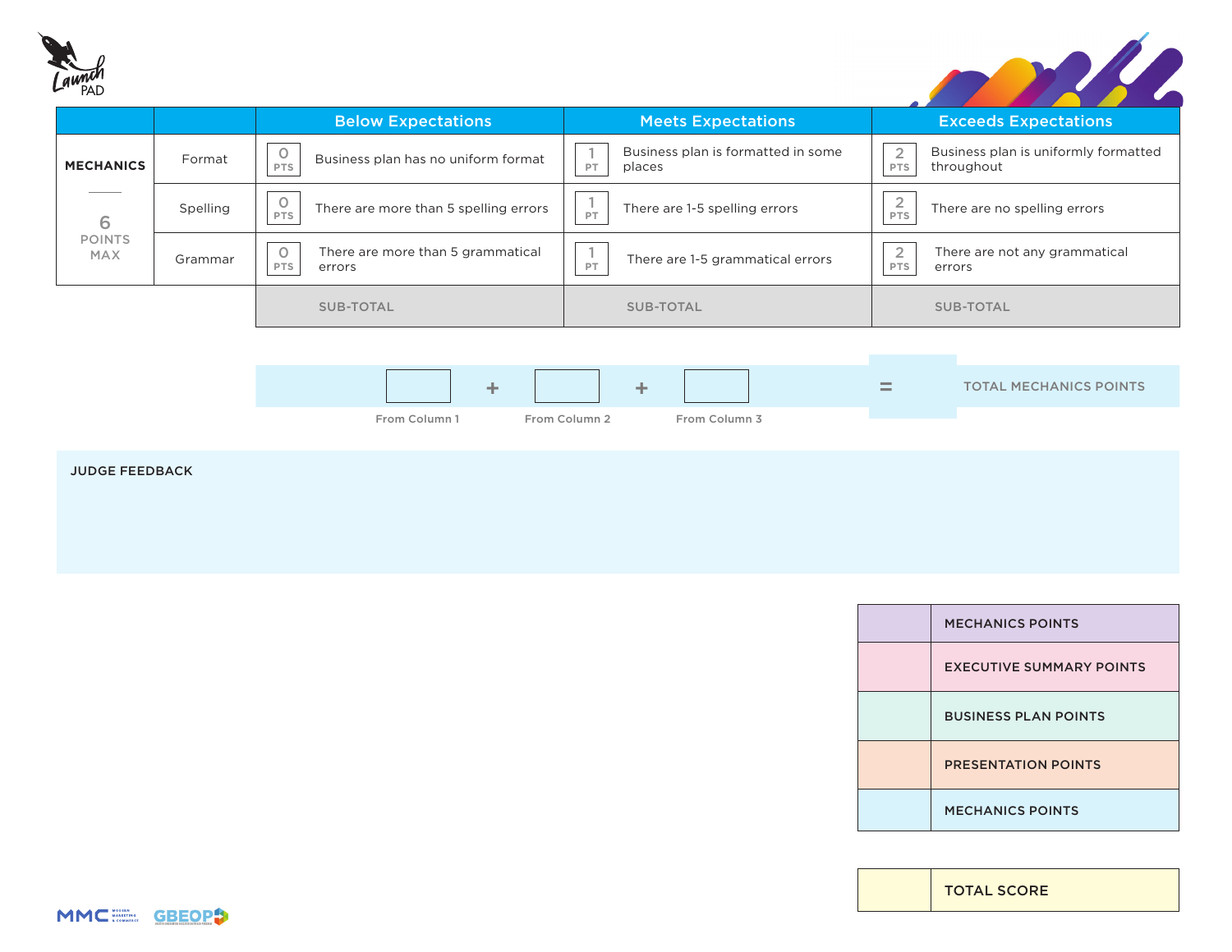| | | Below Expectations | Meets Expectations | Exceeds Expectations |
|---|---|---|---|---|
| **MECHANICS** 6 POINTS MAX | Format | 0 PTS — Business plan has no uniform format | 1 PT — Business plan is formatted in some places | 2 PTS — Business plan is uniformly formatted throughout |
| | Spelling | 0 PTS — There are more than 5 spelling errors | 1 PT — There are 1-5 spelling errors | 2 PTS — There are no spelling errors |
| | Grammar | 0 PTS — There are more than 5 grammatical errors | 1 PT — There are 1-5 grammatical errors | 2 PTS — There are not any grammatical errors |
| | | SUB-TOTAL | SUB-TOTAL | SUB-TOTAL |

______ + ______ + ______ = ______ TOTAL MECHANICS POINTS

From Column 1 From Column 2 From Column 3

JUDGE FEEDBACK

| | |
|---|---|
| | MECHANICS POINTS |
| | EXECUTIVE SUMMARY POINTS |
| | BUSINESS PLAN POINTS |
| | PRESENTATION POINTS |
| | MECHANICS POINTS |

| | |
|---|---|
| | TOTAL SCORE |